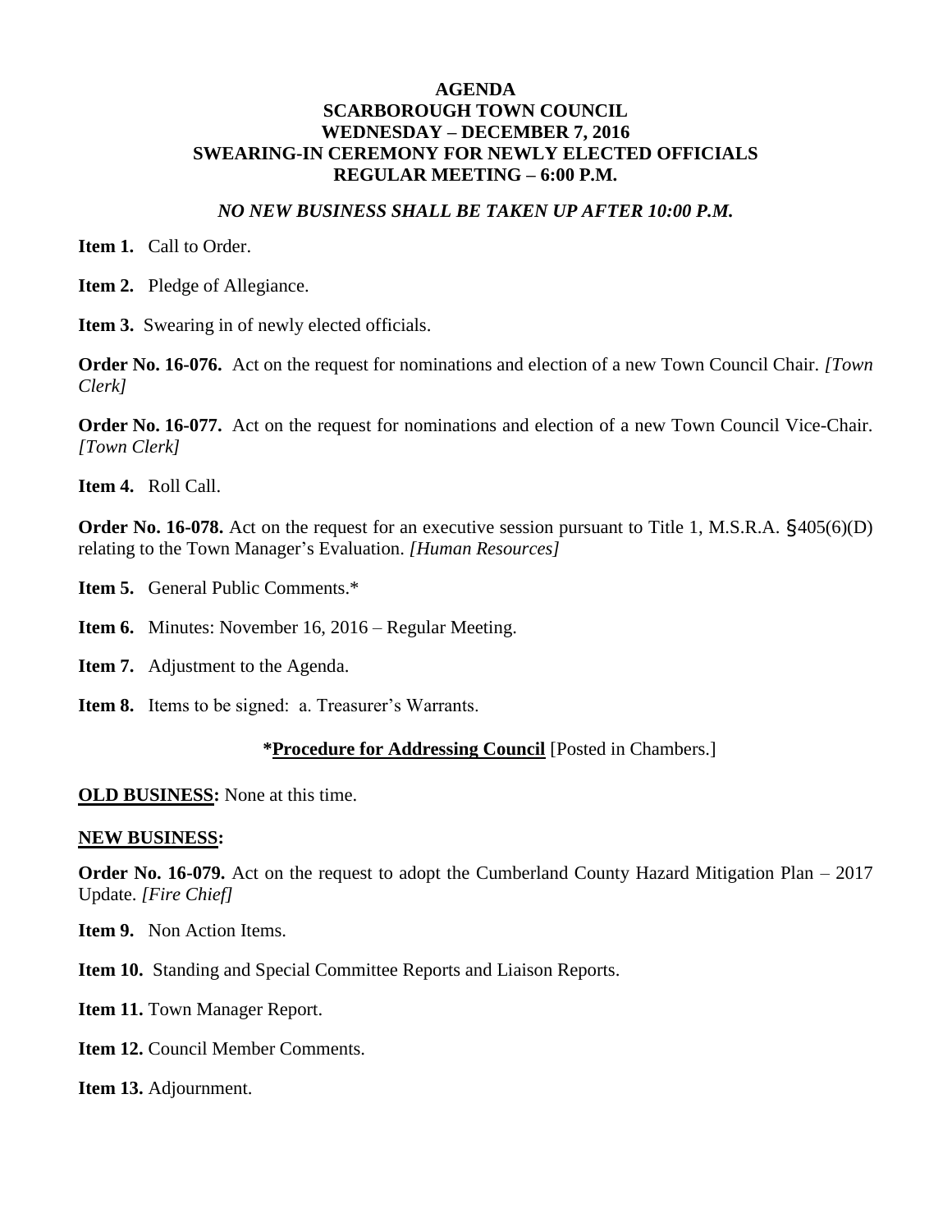# AGENDA
# SCARBOROUGH TOWN COUNCIL
## WEDNESDAY – DECEMBER 7, 2016
## SWEARING-IN CEREMONY FOR NEWLY ELECTED OFFICIALS
## REGULAR MEETING – 6:00 P.M.

***NO NEW BUSINESS SHALL BE TAKEN UP AFTER 10:00 P.M.***

**Item 1.** Call to Order.

**Item 2.** Pledge of Allegiance.

**Item 3.** Swearing in of newly elected officials.

**Order No. 16-076.** Act on the request for nominations and election of a new Town Council Chair. *[Town Clerk]*

**Order No. 16-077.** Act on the request for nominations and election of a new Town Council Vice-Chair. *[Town Clerk]*

**Item 4.** Roll Call.

**Order No. 16-078.** Act on the request for an executive session pursuant to Title 1, M.S.R.A. §405(6)(D) relating to the Town Manager's Evaluation. *[Human Resources]*

**Item 5.** General Public Comments.*

**Item 6.** Minutes: November 16, 2016 – Regular Meeting.

**Item 7.** Adjustment to the Agenda.

**Item 8.** Items to be signed: a. Treasurer's Warrants.

***Procedure for Addressing Council** [Posted in Chambers.]

**OLD BUSINESS:** None at this time.

**NEW BUSINESS:**

**Order No. 16-079.** Act on the request to adopt the Cumberland County Hazard Mitigation Plan – 2017 Update. *[Fire Chief]*

**Item 9.** Non Action Items.

**Item 10.** Standing and Special Committee Reports and Liaison Reports.

**Item 11.** Town Manager Report.

**Item 12.** Council Member Comments.

**Item 13.** Adjournment.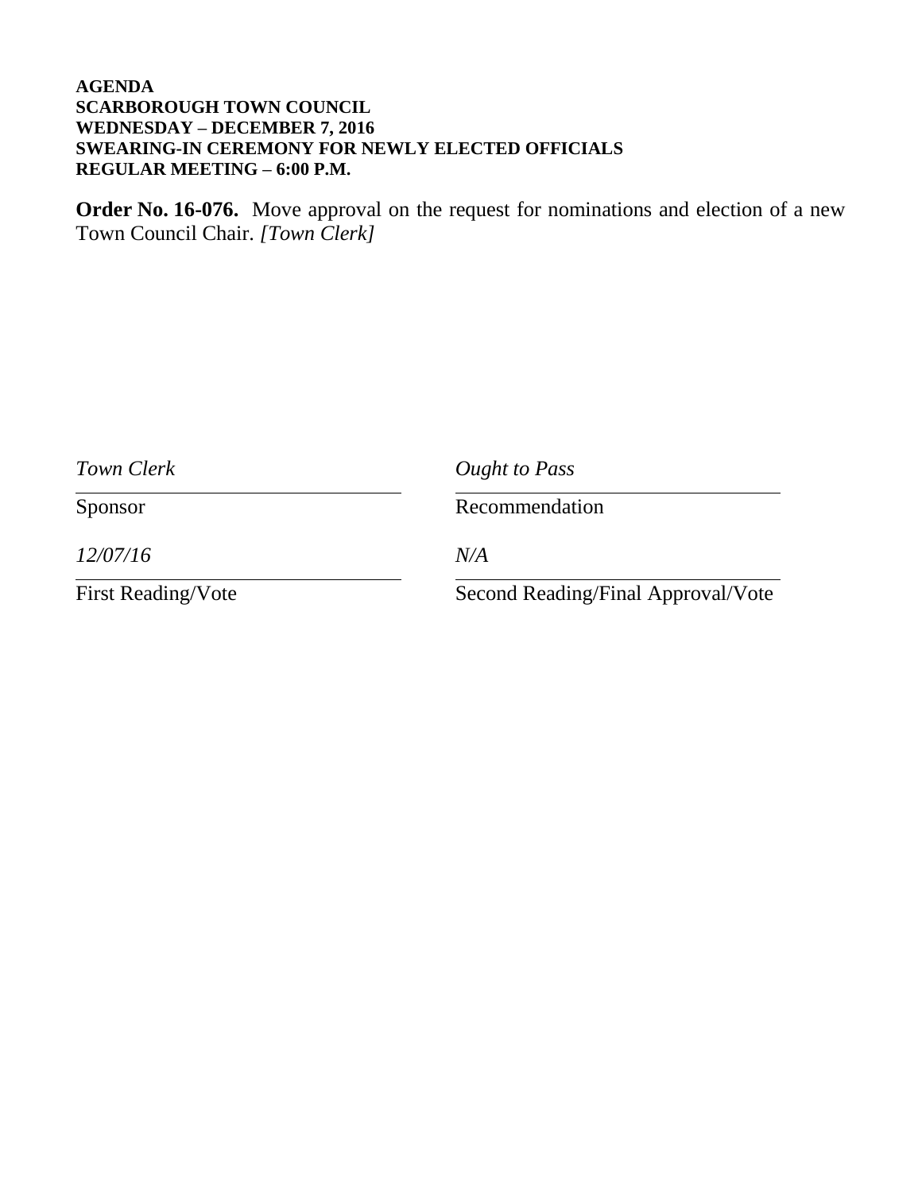**AGENDA**
**SCARBOROUGH TOWN COUNCIL**
**WEDNESDAY – DECEMBER 7, 2016**
**SWEARING-IN CEREMONY FOR NEWLY ELECTED OFFICIALS**
**REGULAR MEETING – 6:00 P.M.**

**Order No. 16-076.** Move approval on the request for nominations and election of a new Town Council Chair. *[Town Clerk]*

| *Town Clerk* | *Ought to Pass* |
|---|---|
| Sponsor | Recommendation |
| *12/07/16* | *N/A* |
| First Reading/Vote | Second Reading/Final Approval/Vote |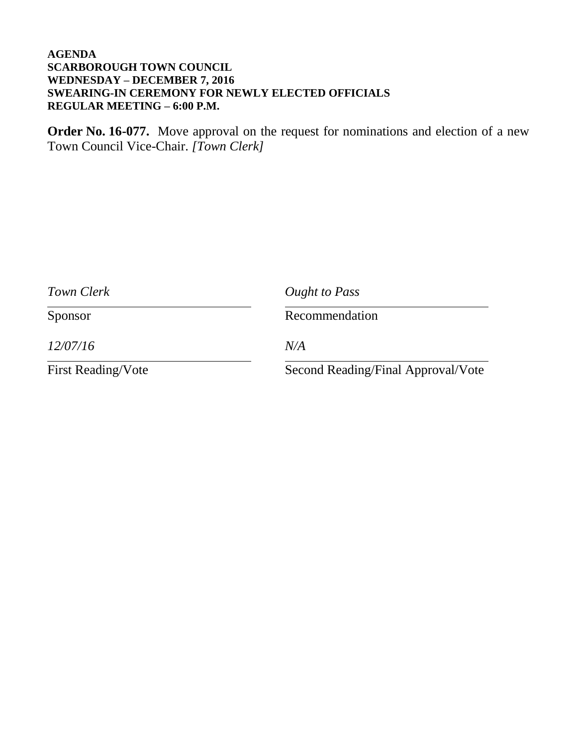**AGENDA**
**SCARBOROUGH TOWN COUNCIL**
**WEDNESDAY – DECEMBER 7, 2016**
**SWEARING-IN CEREMONY FOR NEWLY ELECTED OFFICIALS**
**REGULAR MEETING – 6:00 P.M.**

**Order No. 16-077.** Move approval on the request for nominations and election of a new Town Council Vice-Chair. *[Town Clerk]*

| *Town Clerk* | *Ought to Pass* |
| --- | --- |
| Sponsor | Recommendation |
| *12/07/16* | *N/A* |
| First Reading/Vote | Second Reading/Final Approval/Vote |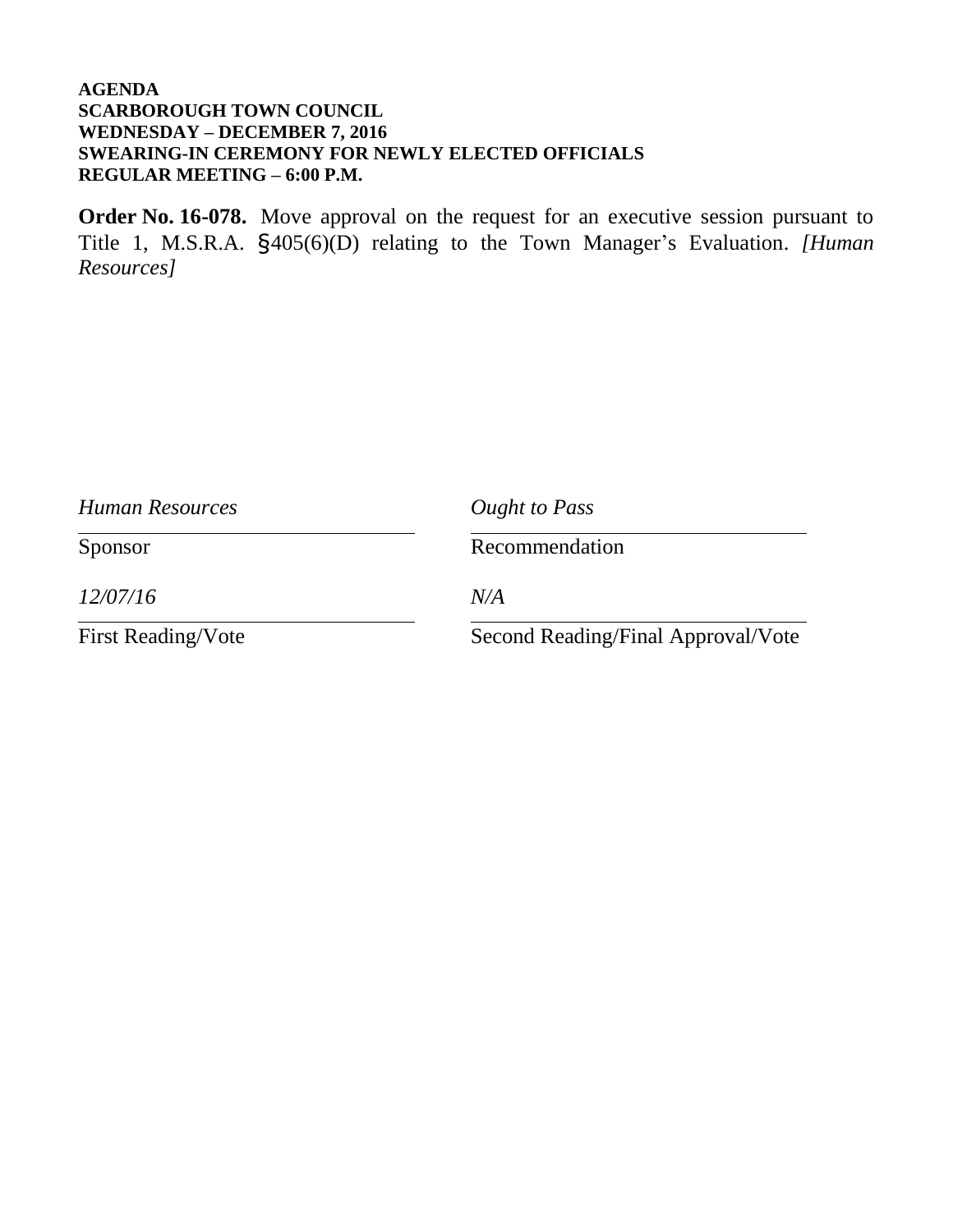**AGENDA**
**SCARBOROUGH TOWN COUNCIL**
**WEDNESDAY – DECEMBER 7, 2016**
**SWEARING-IN CEREMONY FOR NEWLY ELECTED OFFICIALS**
**REGULAR MEETING – 6:00 P.M.**

**Order No. 16-078.** Move approval on the request for an executive session pursuant to Title 1, M.S.R.A. §405(6)(D) relating to the Town Manager's Evaluation. *[Human Resources]*

| | |
|---|---|
| *Human Resources* | *Ought to Pass* |
| Sponsor | Recommendation |
| *12/07/16* | *N/A* |
| First Reading/Vote | Second Reading/Final Approval/Vote |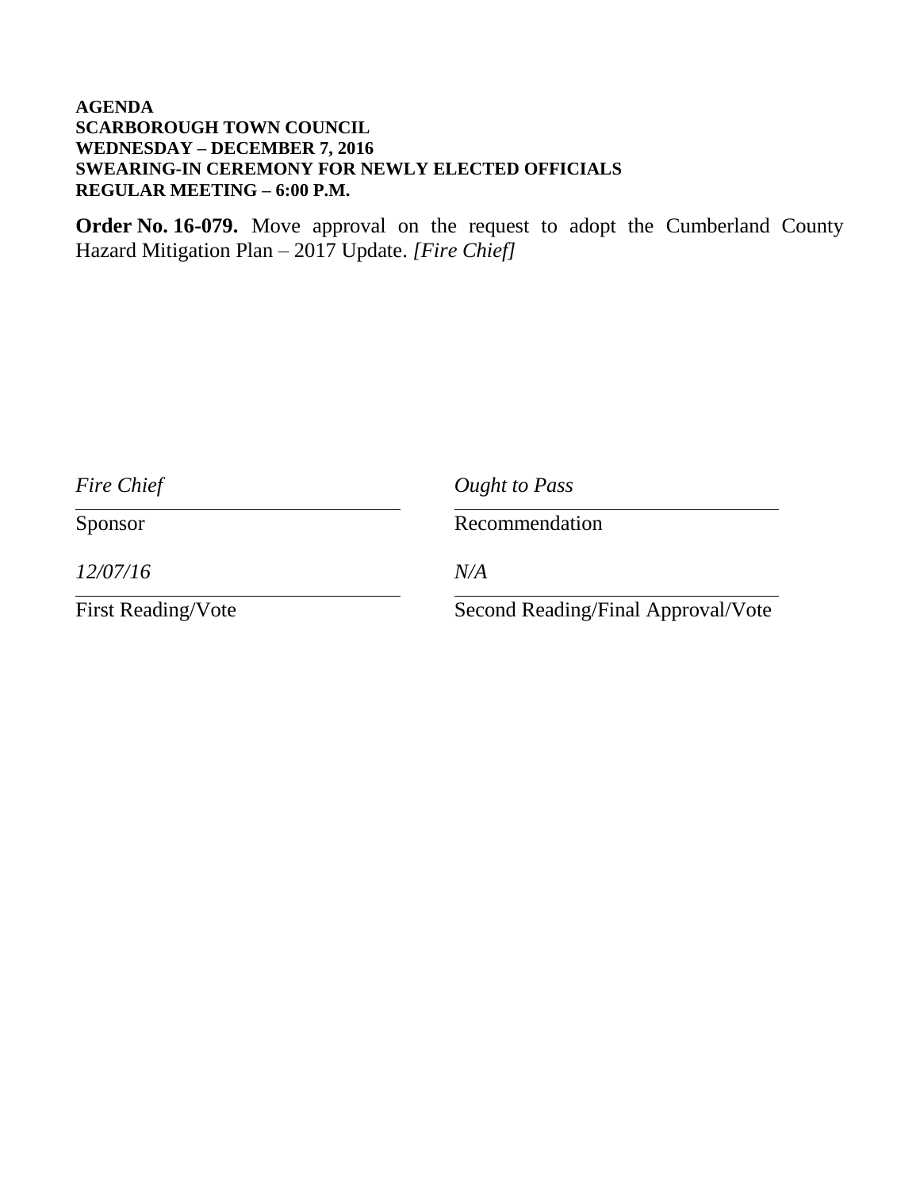**AGENDA**
**SCARBOROUGH TOWN COUNCIL**
**WEDNESDAY – DECEMBER 7, 2016**
**SWEARING-IN CEREMONY FOR NEWLY ELECTED OFFICIALS**
**REGULAR MEETING – 6:00 P.M.**

**Order No. 16-079.** Move approval on the request to adopt the Cumberland County Hazard Mitigation Plan – 2017 Update. *[Fire Chief]*

| *Fire Chief* | *Ought to Pass* |
|---|---|
| Sponsor | Recommendation |
| *12/07/16* | *N/A* |
| First Reading/Vote | Second Reading/Final Approval/Vote |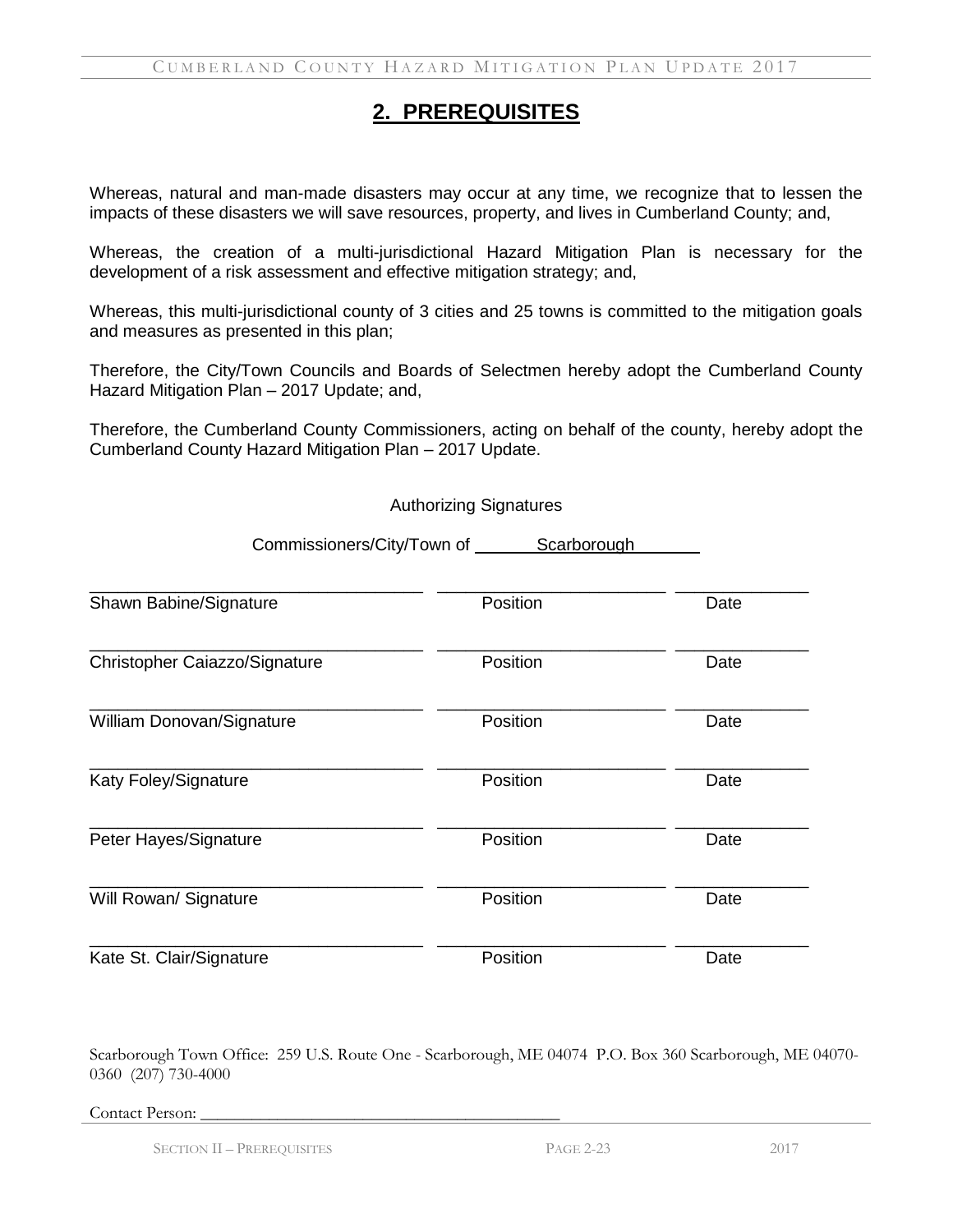# 2. PREREQUISITES

Whereas, natural and man-made disasters may occur at any time, we recognize that to lessen the impacts of these disasters we will save resources, property, and lives in Cumberland County; and,

Whereas, the creation of a multi-jurisdictional Hazard Mitigation Plan is necessary for the development of a risk assessment and effective mitigation strategy; and,

Whereas, this multi-jurisdictional county of 3 cities and 25 towns is committed to the mitigation goals and measures as presented in this plan;

Therefore, the City/Town Councils and Boards of Selectmen hereby adopt the Cumberland County Hazard Mitigation Plan – 2017 Update; and,

Therefore, the Cumberland County Commissioners, acting on behalf of the county, hereby adopt the Cumberland County Hazard Mitigation Plan – 2017 Update.

Authorizing Signatures

Commissioners/City/Town of Scarborough

| | | |
|---|---|---|
| Shawn Babine/Signature | Position | Date |
| Christopher Caiazzo/Signature | Position | Date |
| William Donovan/Signature | Position | Date |
| Katy Foley/Signature | Position | Date |
| Peter Hayes/Signature | Position | Date |
| Will Rowan/ Signature | Position | Date |
| Kate St. Clair/Signature | Position | Date |

Scarborough Town Office: 259 U.S. Route One - Scarborough, ME 04074 P.O. Box 360 Scarborough, ME 04070-0360 (207) 730-4000

Contact Person: ___________________________________________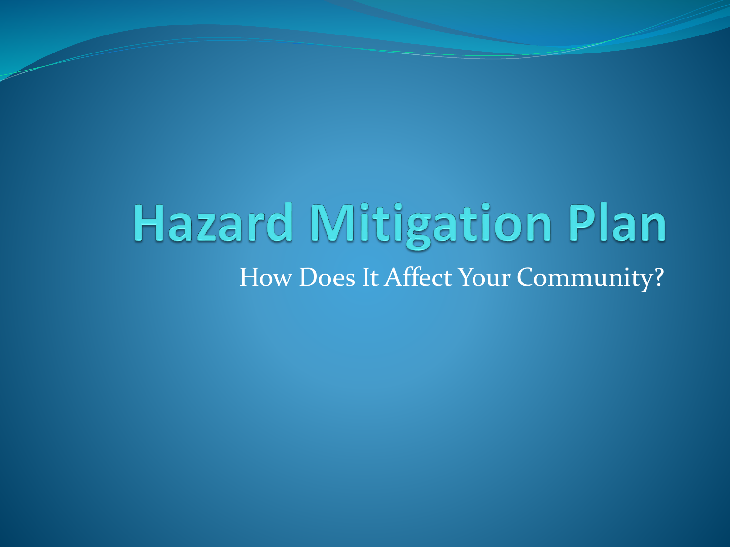# Hazard Mitigation Plan

How Does It Affect Your Community?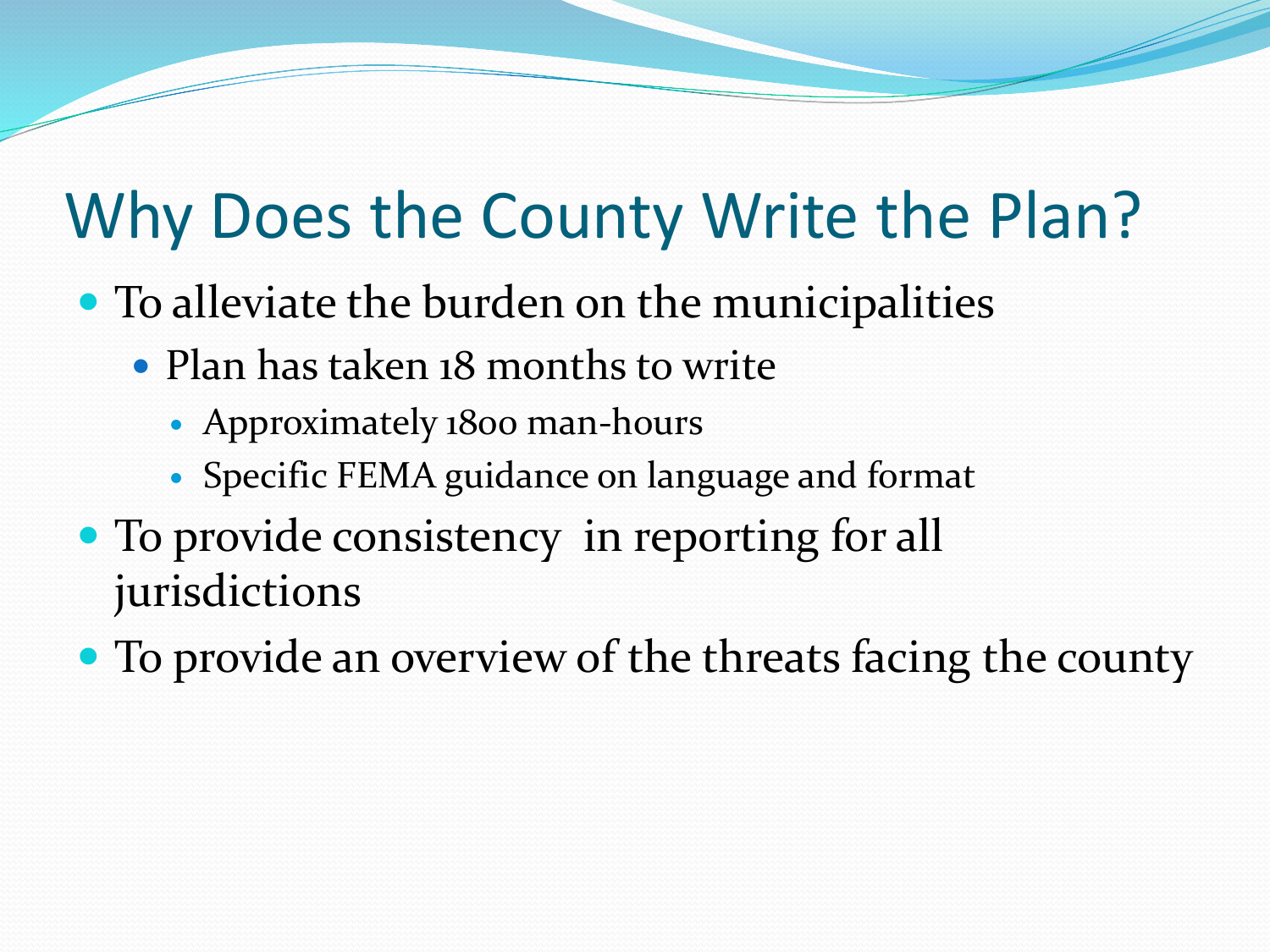# Why Does the County Write the Plan?

- To alleviate the burden on the municipalities
  - Plan has taken 18 months to write
    - Approximately 1800 man-hours
    - Specific FEMA guidance on language and format
- To provide consistency in reporting for all jurisdictions
- To provide an overview of the threats facing the county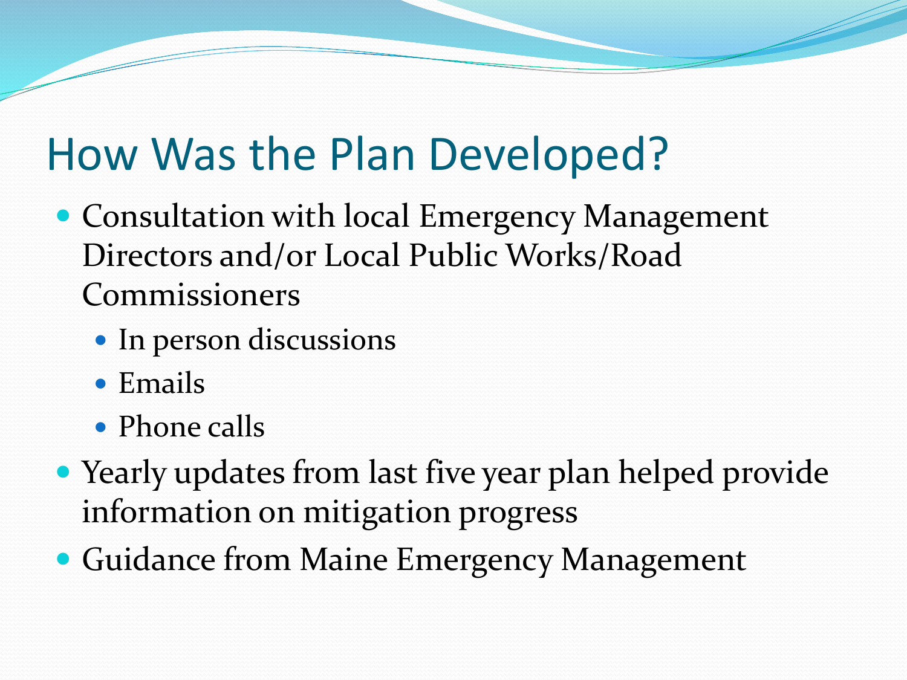# How Was the Plan Developed?

- Consultation with local Emergency Management Directors and/or Local Public Works/Road Commissioners
  - In person discussions
  - Emails
  - Phone calls
- Yearly updates from last five year plan helped provide information on mitigation progress
- Guidance from Maine Emergency Management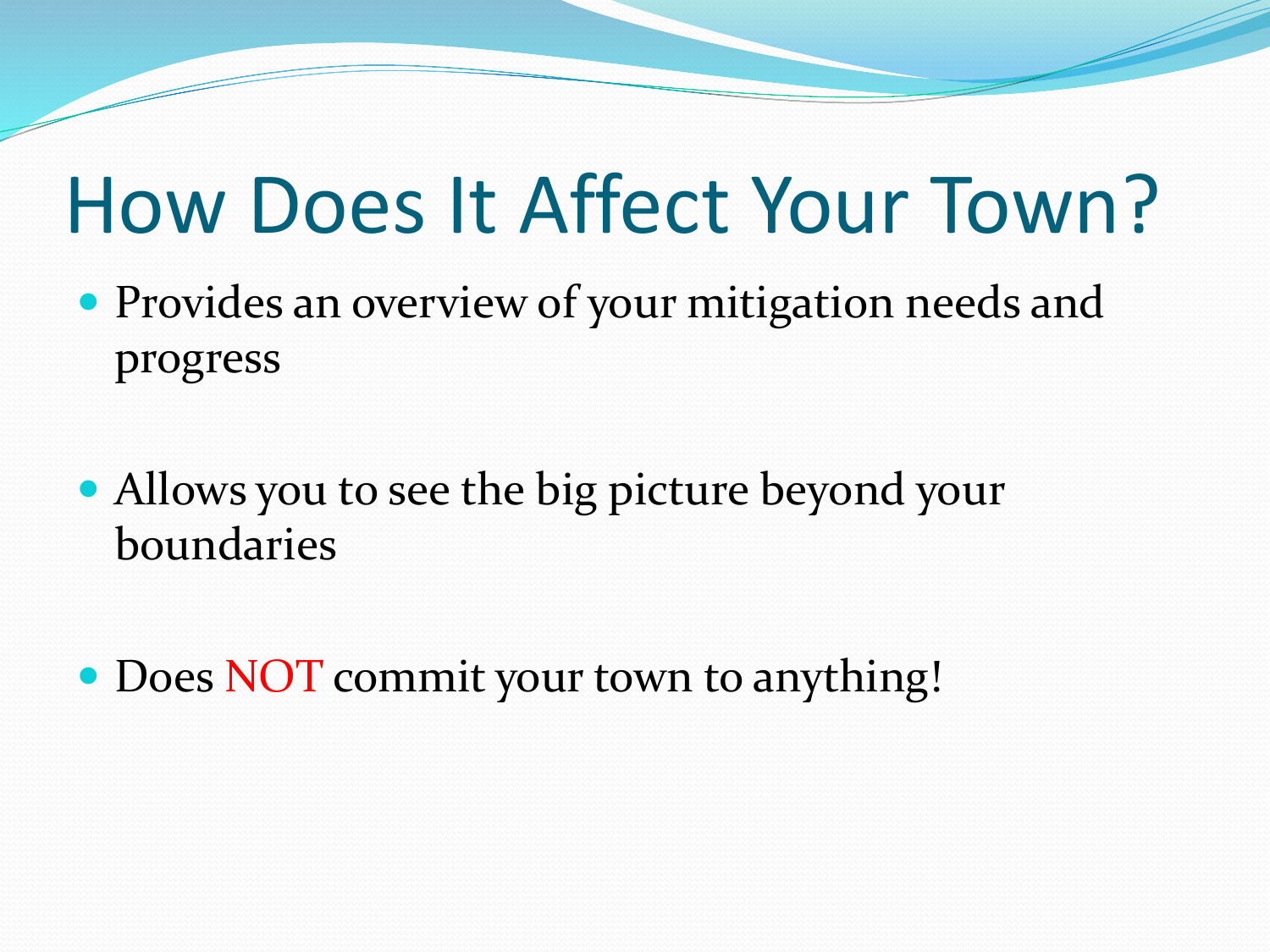# How Does It Affect Your Town?

- Provides an overview of your mitigation needs and progress
- Allows you to see the big picture beyond your boundaries
- Does NOT commit your town to anything!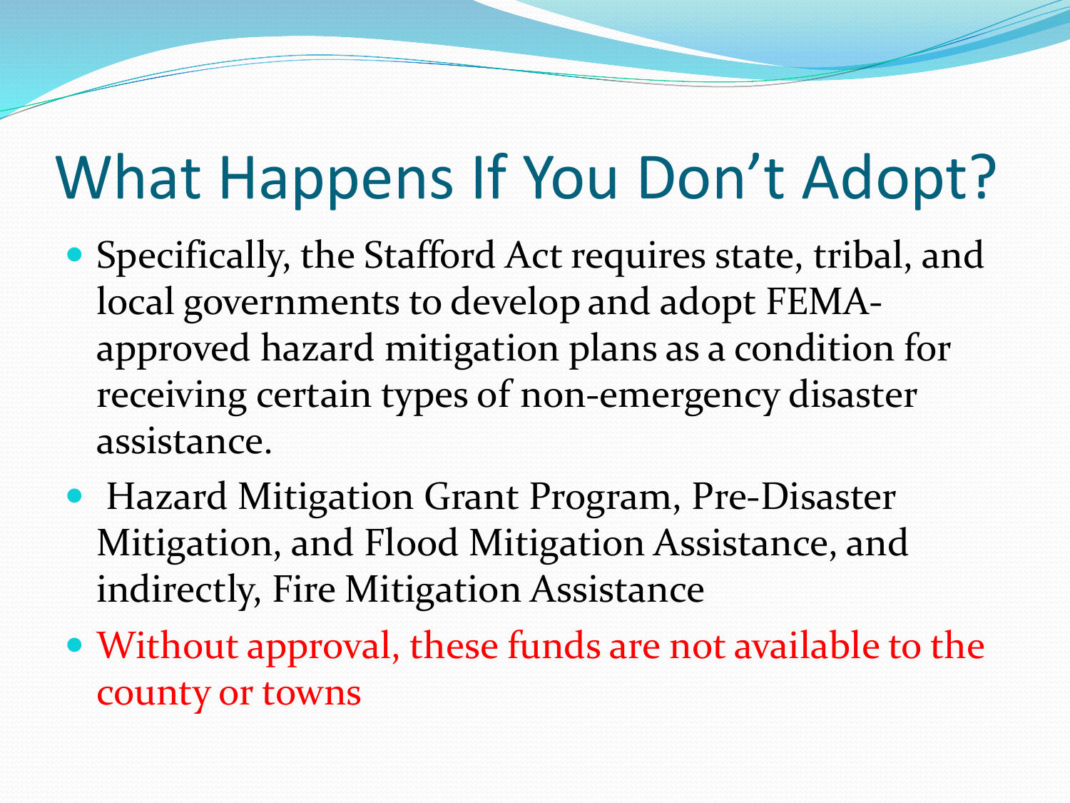# What Happens If You Don't Adopt?

- Specifically, the Stafford Act requires state, tribal, and local governments to develop and adopt FEMA-approved hazard mitigation plans as a condition for receiving certain types of non-emergency disaster assistance.
- Hazard Mitigation Grant Program, Pre-Disaster Mitigation, and Flood Mitigation Assistance, and indirectly, Fire Mitigation Assistance
- Without approval, these funds are not available to the county or towns